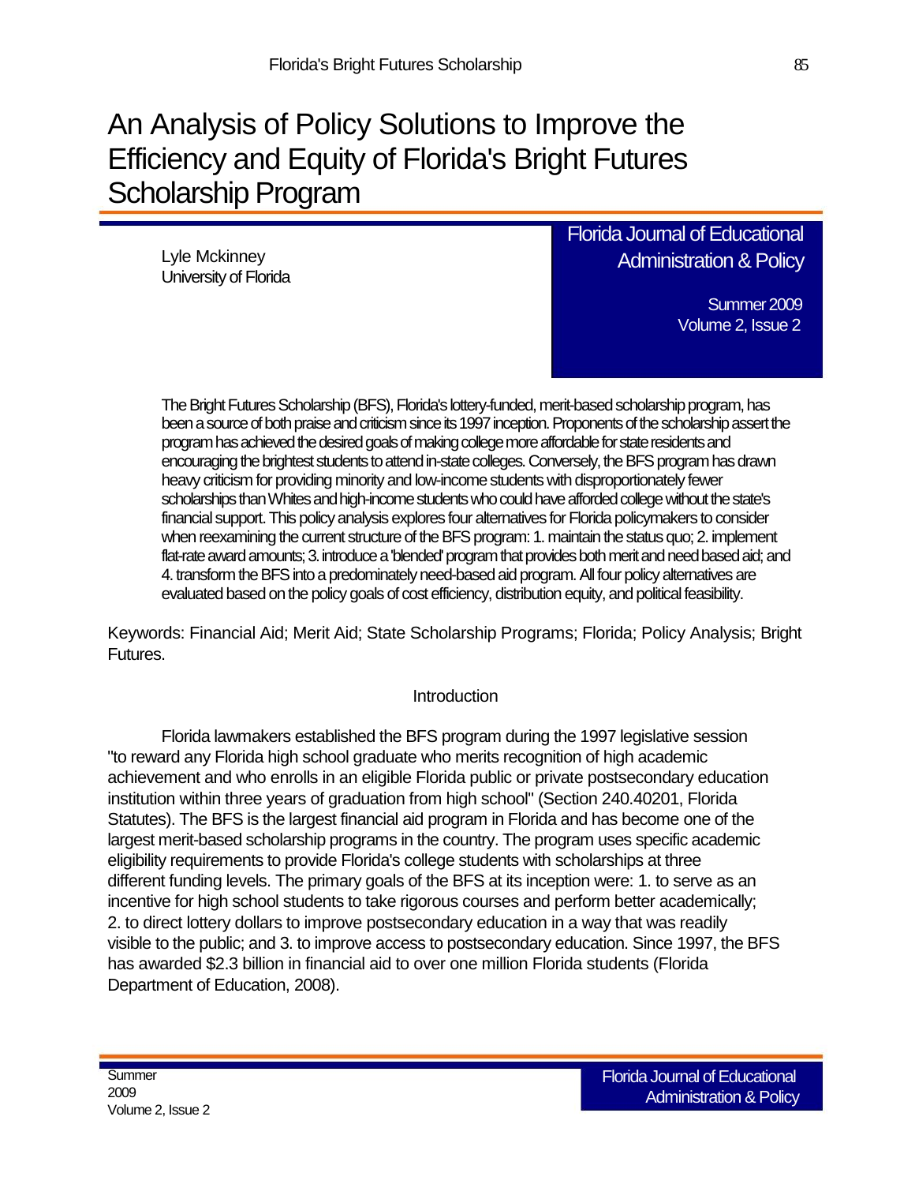# An Analysis of Policy Solutions to Improve the Efficiency and Equity of Florida's Bright Futures Scholarship Program

Lyle Mckinney
University of Florida

The Bright Futures Scholarship (BFS), Florida's lottery-funded, merit-based scholarship program, has been a source of both praise and criticism since its 1997 inception. Proponents of the scholarship assert the program has achieved the desired goals of making college more affordable for state residents and encouraging the brightest students to attend in-state colleges. Conversely, the BFS program has drawn heavy criticism for providing minority and low-income students with disproportionately fewer scholarships than Whites and high-income students who could have afforded college without the state's financial support. This policy analysis explores four alternatives for Florida policymakers to consider when reexamining the current structure of the BFS program: 1. maintain the status quo; 2. implement flat-rate award amounts; 3. introduce a 'blended' program that provides both merit and need based aid; and 4. transform the BFS into a predominately need-based aid program. All four policy alternatives are evaluated based on the policy goals of cost efficiency, distribution equity, and political feasibility.

Keywords: Financial Aid; Merit Aid; State Scholarship Programs; Florida; Policy Analysis; Bright Futures.

## Introduction

Florida lawmakers established the BFS program during the 1997 legislative session "to reward any Florida high school graduate who merits recognition of high academic achievement and who enrolls in an eligible Florida public or private postsecondary education institution within three years of graduation from high school" (Section 240.40201, Florida Statutes). The BFS is the largest financial aid program in Florida and has become one of the largest merit-based scholarship programs in the country. The program uses specific academic eligibility requirements to provide Florida's college students with scholarships at three different funding levels. The primary goals of the BFS at its inception were: 1. to serve as an incentive for high school students to take rigorous courses and perform better academically; 2. to direct lottery dollars to improve postsecondary education in a way that was readily visible to the public; and 3. to improve access to postsecondary education. Since 1997, the BFS has awarded $2.3 billion in financial aid to over one million Florida students (Florida Department of Education, 2008).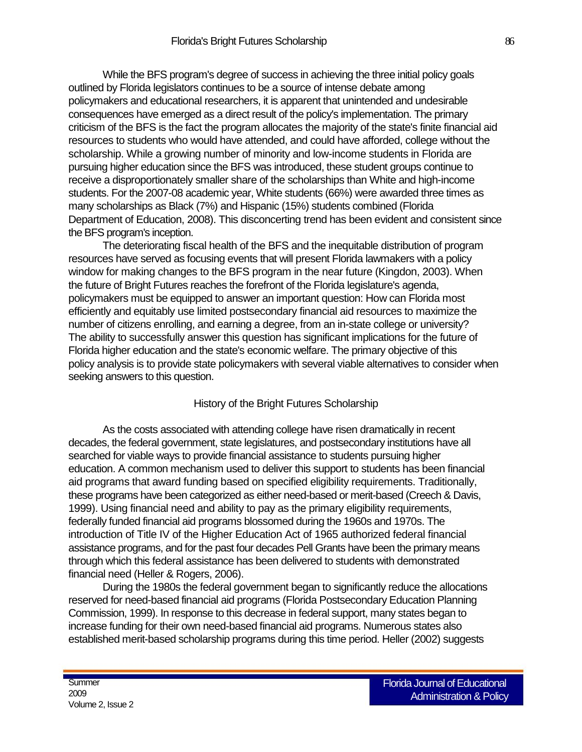While the BFS program's degree of success in achieving the three initial policy goals outlined by Florida legislators continues to be a source of intense debate among policymakers and educational researchers, it is apparent that unintended and undesirable consequences have emerged as a direct result of the policy's implementation. The primary criticism of the BFS is the fact the program allocates the majority of the state's finite financial aid resources to students who would have attended, and could have afforded, college without the scholarship. While a growing number of minority and low-income students in Florida are pursuing higher education since the BFS was introduced, these student groups continue to receive a disproportionately smaller share of the scholarships than White and high-income students. For the 2007-08 academic year, White students (66%) were awarded three times as many scholarships as Black (7%) and Hispanic (15%) students combined (Florida Department of Education, 2008). This disconcerting trend has been evident and consistent since the BFS program's inception.

The deteriorating fiscal health of the BFS and the inequitable distribution of program resources have served as focusing events that will present Florida lawmakers with a policy window for making changes to the BFS program in the near future (Kingdon, 2003). When the future of Bright Futures reaches the forefront of the Florida legislature's agenda, policymakers must be equipped to answer an important question: How can Florida most efficiently and equitably use limited postsecondary financial aid resources to maximize the number of citizens enrolling, and earning a degree, from an in-state college or university? The ability to successfully answer this question has significant implications for the future of Florida higher education and the state's economic welfare. The primary objective of this policy analysis is to provide state policymakers with several viable alternatives to consider when seeking answers to this question.

## History of the Bright Futures Scholarship

As the costs associated with attending college have risen dramatically in recent decades, the federal government, state legislatures, and postsecondary institutions have all searched for viable ways to provide financial assistance to students pursuing higher education. A common mechanism used to deliver this support to students has been financial aid programs that award funding based on specified eligibility requirements. Traditionally, these programs have been categorized as either need-based or merit-based (Creech & Davis, 1999). Using financial need and ability to pay as the primary eligibility requirements, federally funded financial aid programs blossomed during the 1960s and 1970s. The introduction of Title IV of the Higher Education Act of 1965 authorized federal financial assistance programs, and for the past four decades Pell Grants have been the primary means through which this federal assistance has been delivered to students with demonstrated financial need (Heller & Rogers, 2006).

During the 1980s the federal government began to significantly reduce the allocations reserved for need-based financial aid programs (Florida Postsecondary Education Planning Commission, 1999). In response to this decrease in federal support, many states began to increase funding for their own need-based financial aid programs. Numerous states also established merit-based scholarship programs during this time period. Heller (2002) suggests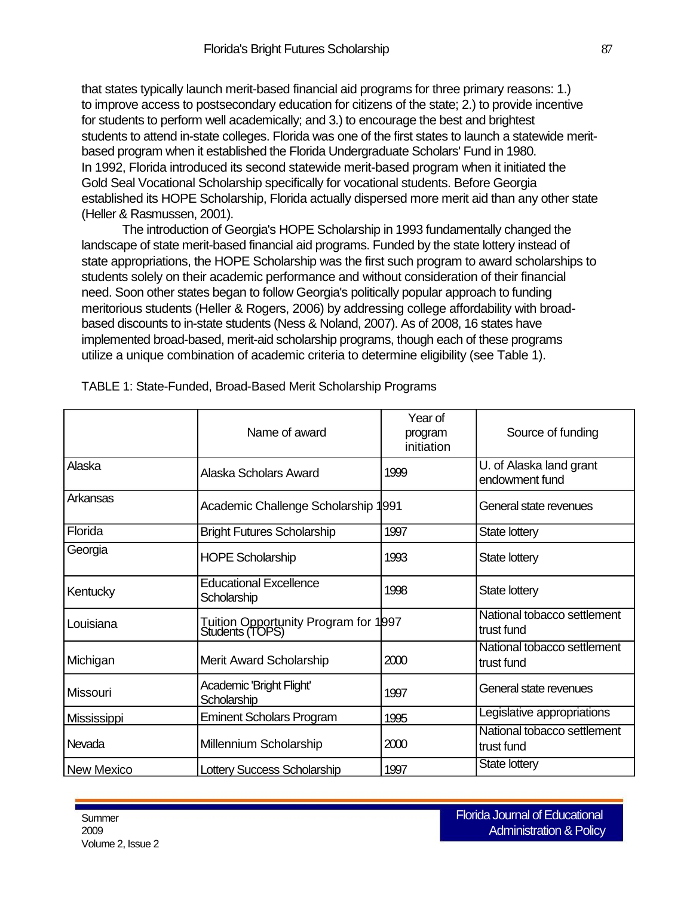that states typically launch merit-based financial aid programs for three primary reasons: 1.) to improve access to postsecondary education for citizens of the state; 2.) to provide incentive for students to perform well academically; and 3.) to encourage the best and brightest students to attend in-state colleges. Florida was one of the first states to launch a statewide merit-based program when it established the Florida Undergraduate Scholars' Fund in 1980. In 1992, Florida introduced its second statewide merit-based program when it initiated the Gold Seal Vocational Scholarship specifically for vocational students. Before Georgia established its HOPE Scholarship, Florida actually dispersed more merit aid than any other state (Heller & Rasmussen, 2001).

The introduction of Georgia's HOPE Scholarship in 1993 fundamentally changed the landscape of state merit-based financial aid programs. Funded by the state lottery instead of state appropriations, the HOPE Scholarship was the first such program to award scholarships to students solely on their academic performance and without consideration of their financial need. Soon other states began to follow Georgia's politically popular approach to funding meritorious students (Heller & Rogers, 2006) by addressing college affordability with broad-based discounts to in-state students (Ness & Noland, 2007). As of 2008, 16 states have implemented broad-based, merit-aid scholarship programs, though each of these programs utilize a unique combination of academic criteria to determine eligibility (see Table 1).

TABLE 1: State-Funded, Broad-Based Merit Scholarship Programs

| | Name of award | Year of program initiation | Source of funding |
|---|---|---|---|
| Alaska | Alaska Scholars Award | 1999 | U. of Alaska land grant endowment fund |
| Arkansas | Academic Challenge Scholarship | 1991 | General state revenues |
| Florida | Bright Futures Scholarship | 1997 | State lottery |
| Georgia | HOPE Scholarship | 1993 | State lottery |
| Kentucky | Educational Excellence Scholarship | 1998 | State lottery |
| Louisiana | Tuition Opportunity Program for Students (TOPS) | 1997 | National tobacco settlement trust fund |
| Michigan | Merit Award Scholarship | 2000 | National tobacco settlement trust fund |
| Missouri | Academic 'Bright Flight' Scholarship | 1997 | General state revenues |
| Mississippi | Eminent Scholars Program | 1995 | Legislative appropriations |
| Nevada | Millennium Scholarship | 2000 | National tobacco settlement trust fund |
| New Mexico | Lottery Success Scholarship | 1997 | State lottery |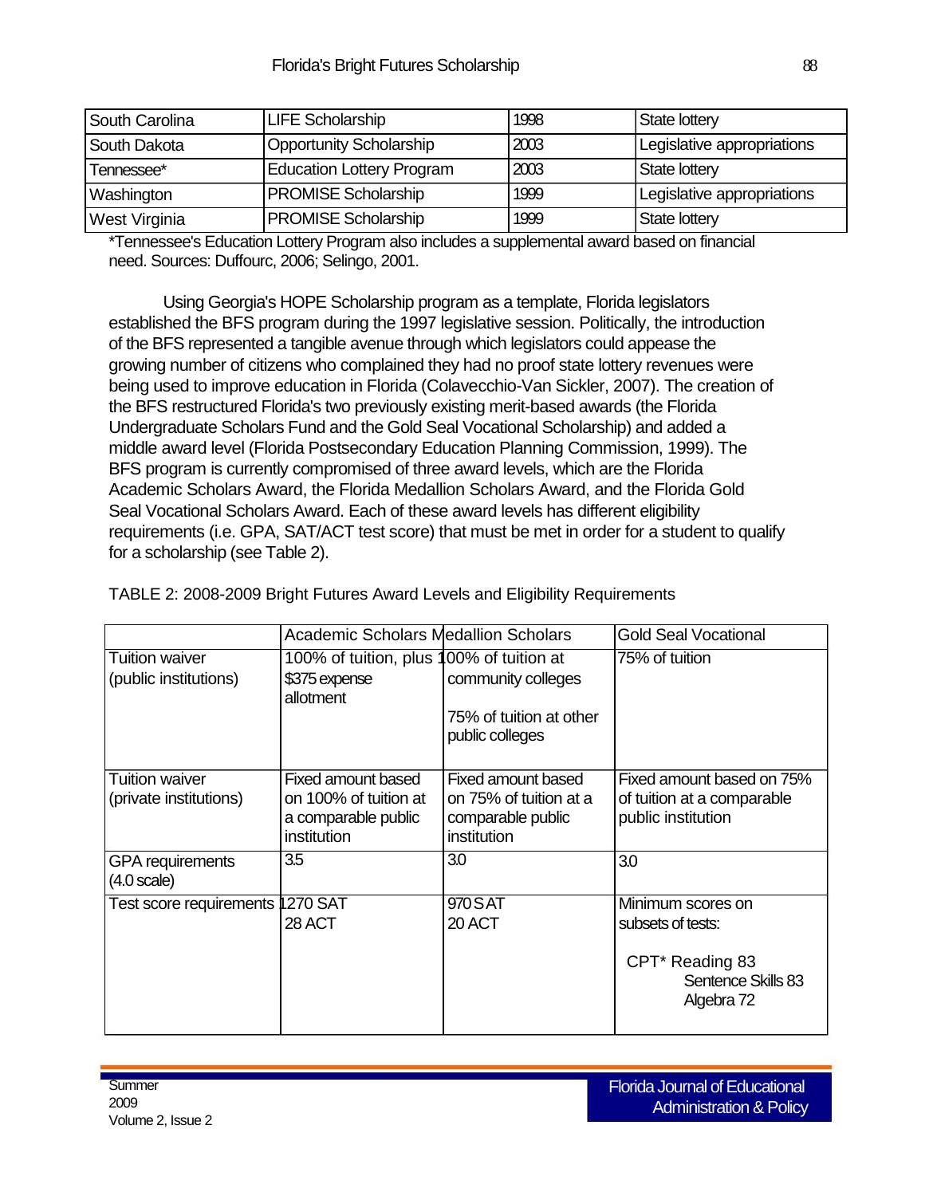| South Carolina | LIFE Scholarship | 1998 | State lottery |
|---|---|---|---|
| South Dakota | Opportunity Scholarship | 2003 | Legislative appropriations |
| Tennessee* | Education Lottery Program | 2003 | State lottery |
| Washington | PROMISE Scholarship | 1999 | Legislative appropriations |
| West Virginia | PROMISE Scholarship | 1999 | State lottery |

*Tennessee's Education Lottery Program also includes a supplemental award based on financial need. Sources: Duffourc, 2006; Selingo, 2001.

Using Georgia's HOPE Scholarship program as a template, Florida legislators established the BFS program during the 1997 legislative session. Politically, the introduction of the BFS represented a tangible avenue through which legislators could appease the growing number of citizens who complained they had no proof state lottery revenues were being used to improve education in Florida (Colavecchio-Van Sickler, 2007). The creation of the BFS restructured Florida's two previously existing merit-based awards (the Florida Undergraduate Scholars Fund and the Gold Seal Vocational Scholarship) and added a middle award level (Florida Postsecondary Education Planning Commission, 1999). The BFS program is currently compromised of three award levels, which are the Florida Academic Scholars Award, the Florida Medallion Scholars Award, and the Florida Gold Seal Vocational Scholars Award. Each of these award levels has different eligibility requirements (i.e. GPA, SAT/ACT test score) that must be met in order for a student to qualify for a scholarship (see Table 2).

TABLE 2: 2008-2009 Bright Futures Award Levels and Eligibility Requirements

| | Academic Scholars | Medallion Scholars | Gold Seal Vocational |
|---|---|---|---|
| Tuition waiver (public institutions) | 100% of tuition, plus $375 expense allotment | 100% of tuition at community colleges<br><br>75% of tuition at other public colleges | 75% of tuition |
| Tuition waiver (private institutions) | Fixed amount based on 100% of tuition at a comparable public institution | Fixed amount based on 75% of tuition at a comparable public institution | Fixed amount based on 75% of tuition at a comparable public institution |
| GPA requirements (4.0 scale) | 3.5 | 3.0 | 3.0 |
| Test score requirements | 1270 SAT<br>28 ACT | 970 SAT<br>20 ACT | Minimum scores on subsets of tests:<br><br>CPT* Reading 83<br>Sentence Skills 83<br>Algebra 72 |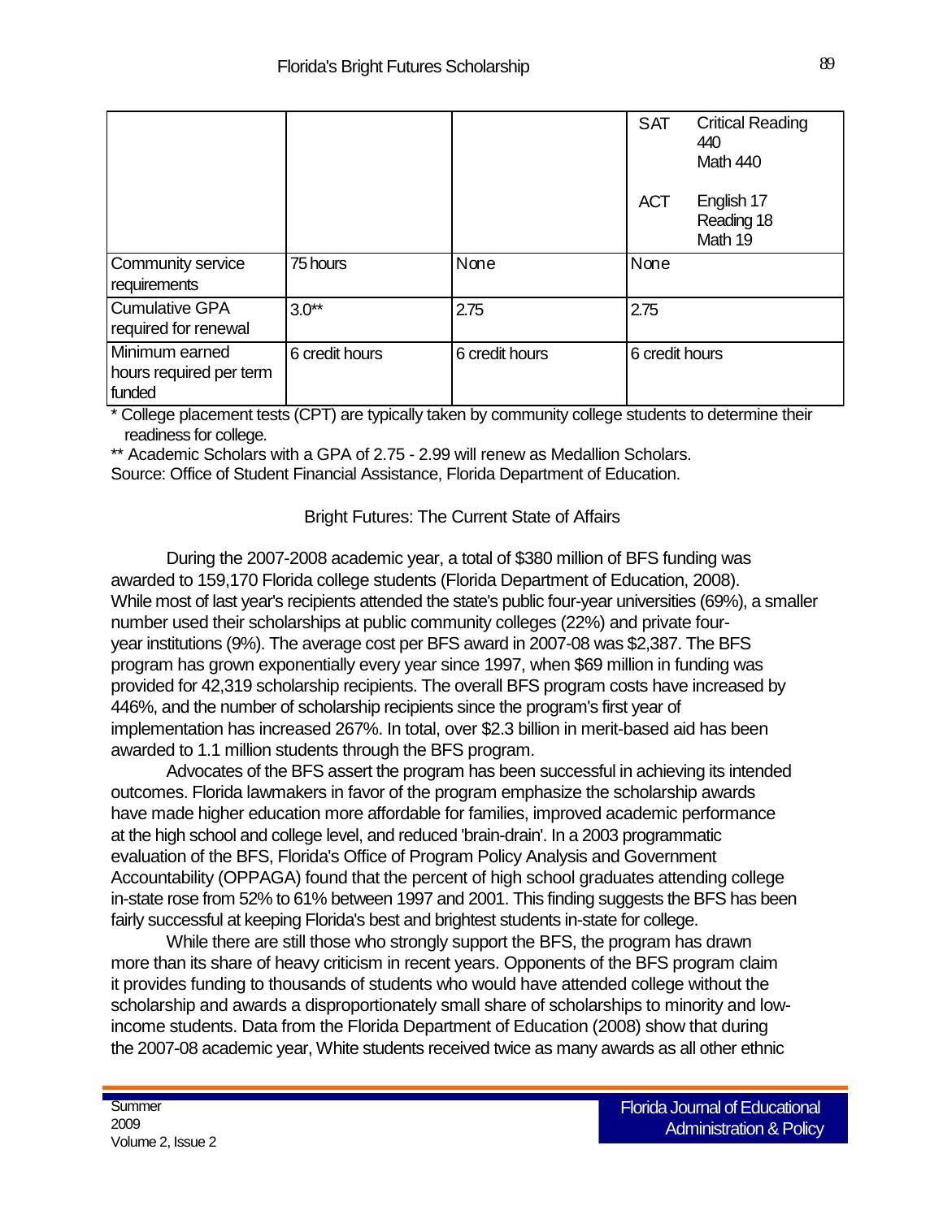| | | | |
|---|---|---|---|
| | | | SAT Critical Reading 440 Math 440<br><br>ACT English 17 Reading 18 Math 19 |
| Community service requirements | 75 hours | None | None |
| Cumulative GPA required for renewal | 3.0** | 2.75 | 2.75 |
| Minimum earned hours required per term funded | 6 credit hours | 6 credit hours | 6 credit hours |

* College placement tests (CPT) are typically taken by community college students to determine their readiness for college.

** Academic Scholars with a GPA of 2.75 - 2.99 will renew as Medallion Scholars.

Source: Office of Student Financial Assistance, Florida Department of Education.

## Bright Futures: The Current State of Affairs

During the 2007-2008 academic year, a total of $380 million of BFS funding was awarded to 159,170 Florida college students (Florida Department of Education, 2008). While most of last year's recipients attended the state's public four-year universities (69%), a smaller number used their scholarships at public community colleges (22%) and private four-year institutions (9%). The average cost per BFS award in 2007-08 was $2,387. The BFS program has grown exponentially every year since 1997, when $69 million in funding was provided for 42,319 scholarship recipients. The overall BFS program costs have increased by 446%, and the number of scholarship recipients since the program's first year of implementation has increased 267%. In total, over $2.3 billion in merit-based aid has been awarded to 1.1 million students through the BFS program.

Advocates of the BFS assert the program has been successful in achieving its intended outcomes. Florida lawmakers in favor of the program emphasize the scholarship awards have made higher education more affordable for families, improved academic performance at the high school and college level, and reduced 'brain-drain'. In a 2003 programmatic evaluation of the BFS, Florida's Office of Program Policy Analysis and Government Accountability (OPPAGA) found that the percent of high school graduates attending college in-state rose from 52% to 61% between 1997 and 2001. This finding suggests the BFS has been fairly successful at keeping Florida's best and brightest students in-state for college.

While there are still those who strongly support the BFS, the program has drawn more than its share of heavy criticism in recent years. Opponents of the BFS program claim it provides funding to thousands of students who would have attended college without the scholarship and awards a disproportionately small share of scholarships to minority and low-income students. Data from the Florida Department of Education (2008) show that during the 2007-08 academic year, White students received twice as many awards as all other ethnic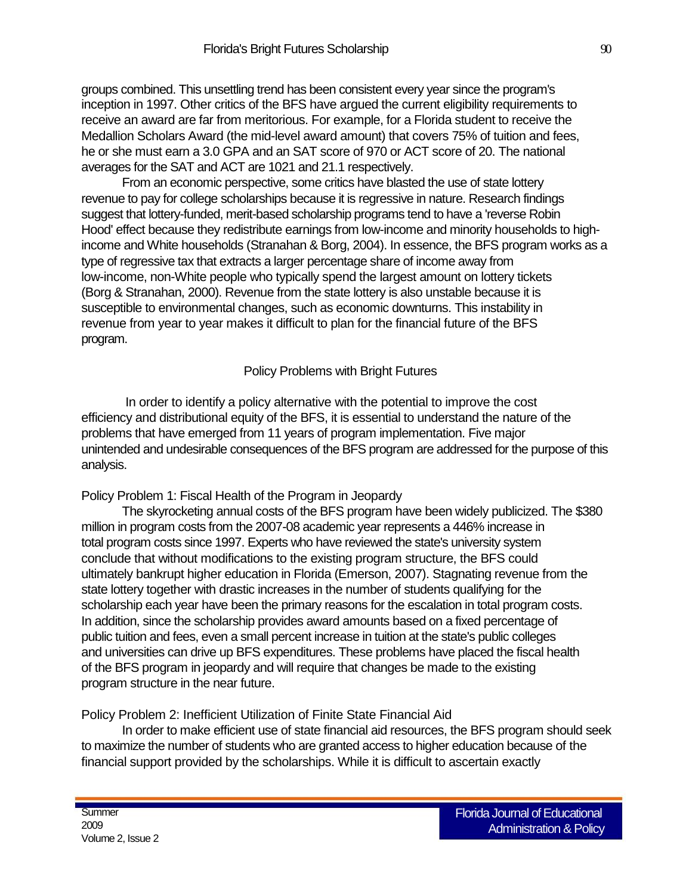groups combined. This unsettling trend has been consistent every year since the program's inception in 1997. Other critics of the BFS have argued the current eligibility requirements to receive an award are far from meritorious. For example, for a Florida student to receive the Medallion Scholars Award (the mid-level award amount) that covers 75% of tuition and fees, he or she must earn a 3.0 GPA and an SAT score of 970 or ACT score of 20. The national averages for the SAT and ACT are 1021 and 21.1 respectively.

From an economic perspective, some critics have blasted the use of state lottery revenue to pay for college scholarships because it is regressive in nature. Research findings suggest that lottery-funded, merit-based scholarship programs tend to have a 'reverse Robin Hood' effect because they redistribute earnings from low-income and minority households to high-income and White households (Stranahan & Borg, 2004). In essence, the BFS program works as a type of regressive tax that extracts a larger percentage share of income away from low-income, non-White people who typically spend the largest amount on lottery tickets (Borg & Stranahan, 2000). Revenue from the state lottery is also unstable because it is susceptible to environmental changes, such as economic downturns. This instability in revenue from year to year makes it difficult to plan for the financial future of the BFS program.

## Policy Problems with Bright Futures

In order to identify a policy alternative with the potential to improve the cost efficiency and distributional equity of the BFS, it is essential to understand the nature of the problems that have emerged from 11 years of program implementation. Five major unintended and undesirable consequences of the BFS program are addressed for the purpose of this analysis.

### Policy Problem 1: Fiscal Health of the Program in Jeopardy

The skyrocketing annual costs of the BFS program have been widely publicized. The $380 million in program costs from the 2007-08 academic year represents a 446% increase in total program costs since 1997. Experts who have reviewed the state's university system conclude that without modifications to the existing program structure, the BFS could ultimately bankrupt higher education in Florida (Emerson, 2007). Stagnating revenue from the state lottery together with drastic increases in the number of students qualifying for the scholarship each year have been the primary reasons for the escalation in total program costs. In addition, since the scholarship provides award amounts based on a fixed percentage of public tuition and fees, even a small percent increase in tuition at the state's public colleges and universities can drive up BFS expenditures. These problems have placed the fiscal health of the BFS program in jeopardy and will require that changes be made to the existing program structure in the near future.

### Policy Problem 2: Inefficient Utilization of Finite State Financial Aid

In order to make efficient use of state financial aid resources, the BFS program should seek to maximize the number of students who are granted access to higher education because of the financial support provided by the scholarships. While it is difficult to ascertain exactly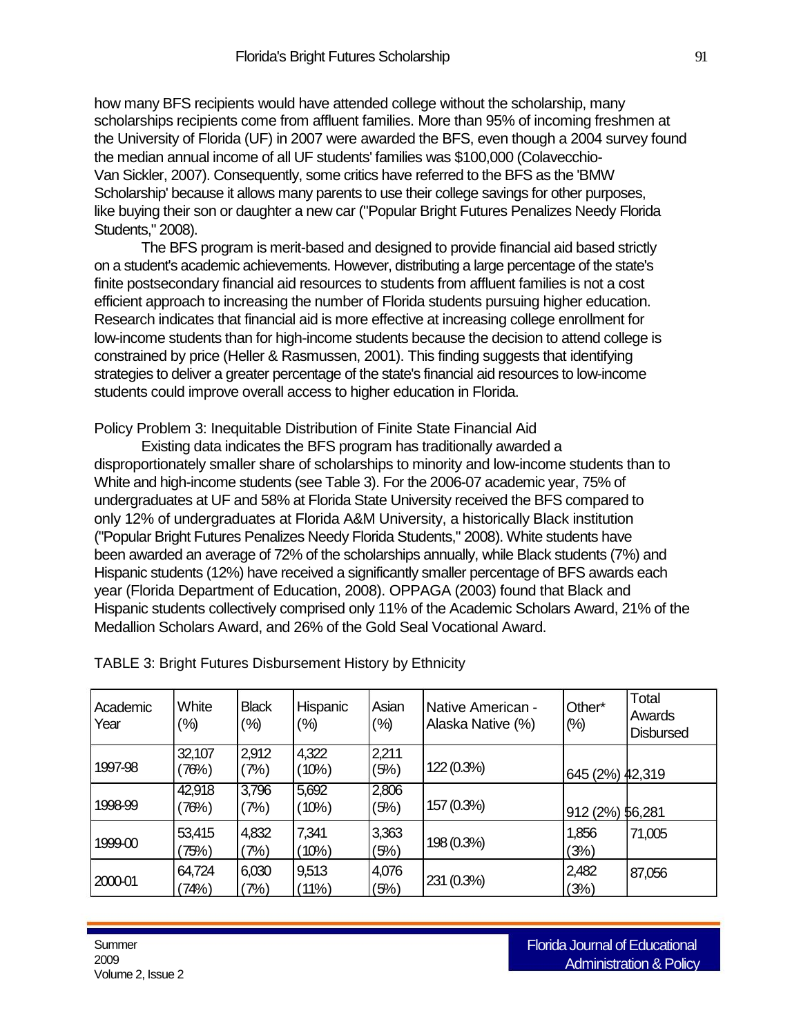how many BFS recipients would have attended college without the scholarship, many scholarships recipients come from affluent families. More than 95% of incoming freshmen at the University of Florida (UF) in 2007 were awarded the BFS, even though a 2004 survey found the median annual income of all UF students' families was $100,000 (Colavecchio-Van Sickler, 2007). Consequently, some critics have referred to the BFS as the 'BMW Scholarship' because it allows many parents to use their college savings for other purposes, like buying their son or daughter a new car ("Popular Bright Futures Penalizes Needy Florida Students," 2008).

The BFS program is merit-based and designed to provide financial aid based strictly on a student's academic achievements. However, distributing a large percentage of the state's finite postsecondary financial aid resources to students from affluent families is not a cost efficient approach to increasing the number of Florida students pursuing higher education. Research indicates that financial aid is more effective at increasing college enrollment for low-income students than for high-income students because the decision to attend college is constrained by price (Heller & Rasmussen, 2001). This finding suggests that identifying strategies to deliver a greater percentage of the state's financial aid resources to low-income students could improve overall access to higher education in Florida.

## Policy Problem 3: Inequitable Distribution of Finite State Financial Aid

Existing data indicates the BFS program has traditionally awarded a disproportionately smaller share of scholarships to minority and low-income students than to White and high-income students (see Table 3). For the 2006-07 academic year, 75% of undergraduates at UF and 58% at Florida State University received the BFS compared to only 12% of undergraduates at Florida A&M University, a historically Black institution ("Popular Bright Futures Penalizes Needy Florida Students," 2008). White students have been awarded an average of 72% of the scholarships annually, while Black students (7%) and Hispanic students (12%) have received a significantly smaller percentage of BFS awards each year (Florida Department of Education, 2008). OPPAGA (2003) found that Black and Hispanic students collectively comprised only 11% of the Academic Scholars Award, 21% of the Medallion Scholars Award, and 26% of the Gold Seal Vocational Award.

TABLE 3: Bright Futures Disbursement History by Ethnicity

| Academic Year | White (%) | Black (%) | Hispanic (%) | Asian (%) | Native American - Alaska Native (%) | Other* (%) | Total Awards Disbursed |
|---|---|---|---|---|---|---|---|
| 1997-98 | 32,107 (76%) | 2,912 (7%) | 4,322 (10%) | 2,211 (5%) | 122 (0.3%) | 645 (2%) | 42,319 |
| 1998-99 | 42,918 (76%) | 3,796 (7%) | 5,692 (10%) | 2,806 (5%) | 157 (0.3%) | 912 (2%) | 56,281 |
| 1999-00 | 53,415 (75%) | 4,832 (7%) | 7,341 (10%) | 3,363 (5%) | 198 (0.3%) | 1,856 (3%) | 71,005 |
| 2000-01 | 64,724 (74%) | 6,030 (7%) | 9,513 (11%) | 4,076 (5%) | 231 (0.3%) | 2,482 (3%) | 87,056 |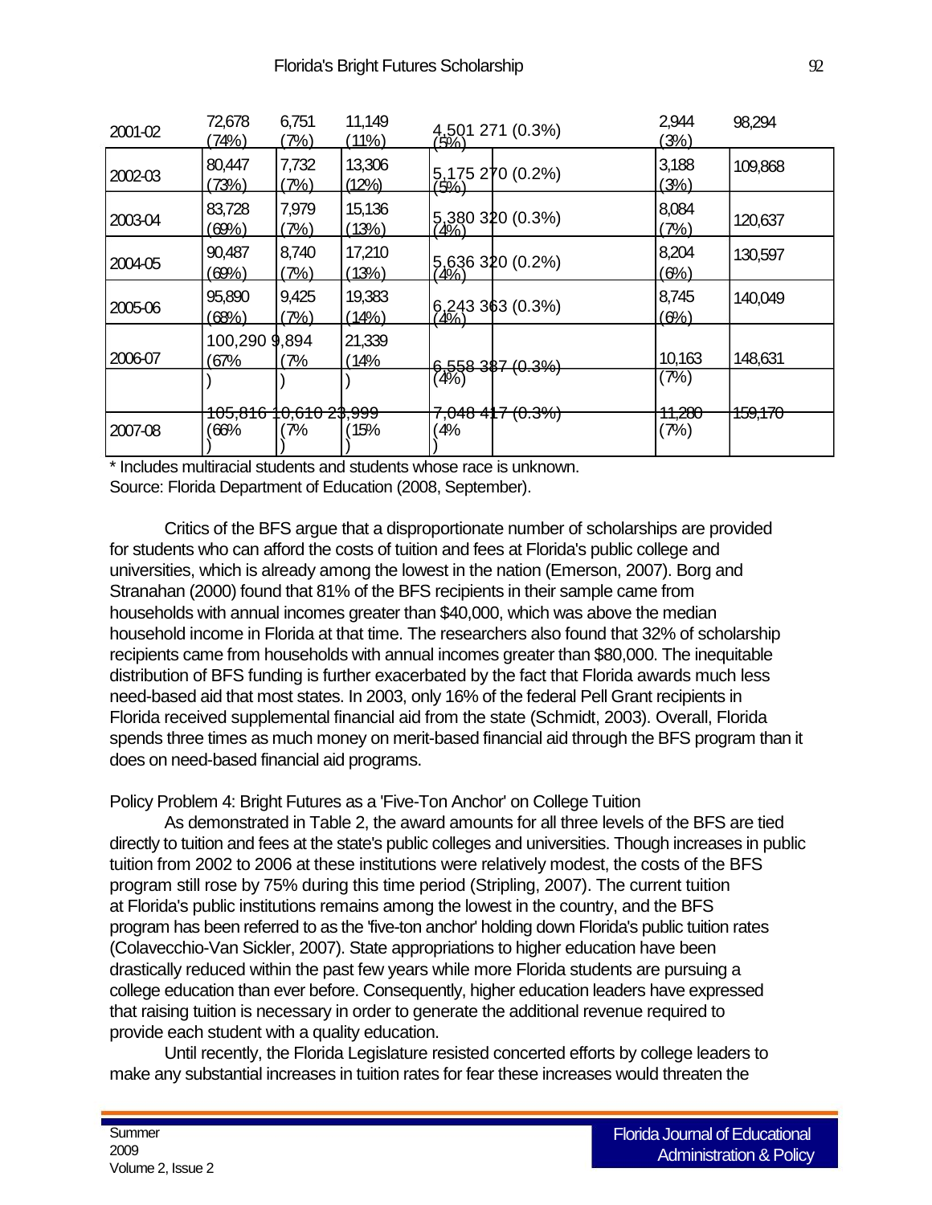| 2001-02 | 72,678 (74%) | 6,751 (7%) | 11,149 (11%) | 4,501 (5%) | 271 (0.3%) | 2,944 (3%) | 98,294 |
|---|---|---|---|---|---|---|---|
| 2002-03 | 80,447 (73%) | 7,732 (7%) | 13,306 (12%) | 5,175 (5%) | 270 (0.2%) | 3,188 (3%) | 109,868 |
| 2003-04 | 83,728 (69%) | 7,979 (7%) | 15,136 (13%) | 5,380 (4%) | 320 (0.3%) | 8,084 (7%) | 120,637 |
| 2004-05 | 90,487 (69%) | 8,740 (7%) | 17,210 (13%) | 5,636 (4%) | 320 (0.2%) | 8,204 (6%) | 130,597 |
| 2005-06 | 95,890 (68%) | 9,425 (7%) | 19,383 (14%) | 6,243 (4%) | 363 (0.3%) | 8,745 (6%) | 140,049 |
| 2006-07 | 100,290 (67%) | 9,894 (7%) | 21,339 (14%) | 6,558 (4%) | 387 (0.3%) | 10,163 (7%) | 148,631 |
| 2007-08 | 105,816 (66%) | 10,610 (7%) | 23,999 (15%) | 7,048 (4%) | 417 (0.3%) | 11,280 (7%) | 159,170 |

* Includes multiracial students and students whose race is unknown.
Source: Florida Department of Education (2008, September).

Critics of the BFS argue that a disproportionate number of scholarships are provided for students who can afford the costs of tuition and fees at Florida's public college and universities, which is already among the lowest in the nation (Emerson, 2007). Borg and Stranahan (2000) found that 81% of the BFS recipients in their sample came from households with annual incomes greater than $40,000, which was above the median household income in Florida at that time. The researchers also found that 32% of scholarship recipients came from households with annual incomes greater than $80,000. The inequitable distribution of BFS funding is further exacerbated by the fact that Florida awards much less need-based aid that most states. In 2003, only 16% of the federal Pell Grant recipients in Florida received supplemental financial aid from the state (Schmidt, 2003). Overall, Florida spends three times as much money on merit-based financial aid through the BFS program than it does on need-based financial aid programs.

Policy Problem 4: Bright Futures as a 'Five-Ton Anchor' on College Tuition

As demonstrated in Table 2, the award amounts for all three levels of the BFS are tied directly to tuition and fees at the state's public colleges and universities. Though increases in public tuition from 2002 to 2006 at these institutions were relatively modest, the costs of the BFS program still rose by 75% during this time period (Stripling, 2007). The current tuition at Florida's public institutions remains among the lowest in the country, and the BFS program has been referred to as the 'five-ton anchor' holding down Florida's public tuition rates (Colavecchio-Van Sickler, 2007). State appropriations to higher education have been drastically reduced within the past few years while more Florida students are pursuing a college education than ever before. Consequently, higher education leaders have expressed that raising tuition is necessary in order to generate the additional revenue required to provide each student with a quality education.

Until recently, the Florida Legislature resisted concerted efforts by college leaders to make any substantial increases in tuition rates for fear these increases would threaten the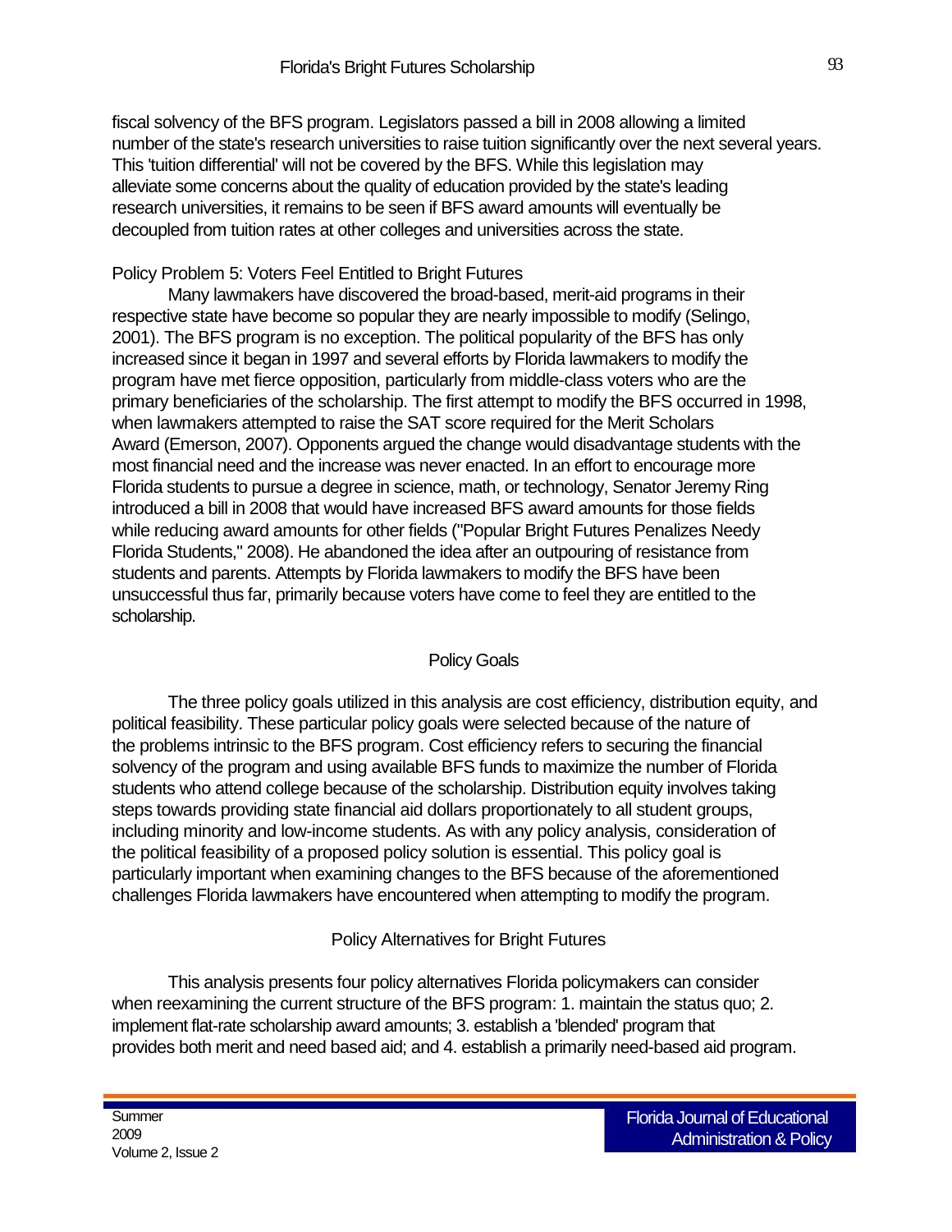fiscal solvency of the BFS program. Legislators passed a bill in 2008 allowing a limited number of the state's research universities to raise tuition significantly over the next several years. This 'tuition differential' will not be covered by the BFS. While this legislation may alleviate some concerns about the quality of education provided by the state's leading research universities, it remains to be seen if BFS award amounts will eventually be decoupled from tuition rates at other colleges and universities across the state.

### Policy Problem 5: Voters Feel Entitled to Bright Futures

Many lawmakers have discovered the broad-based, merit-aid programs in their respective state have become so popular they are nearly impossible to modify (Selingo, 2001). The BFS program is no exception. The political popularity of the BFS has only increased since it began in 1997 and several efforts by Florida lawmakers to modify the program have met fierce opposition, particularly from middle-class voters who are the primary beneficiaries of the scholarship. The first attempt to modify the BFS occurred in 1998, when lawmakers attempted to raise the SAT score required for the Merit Scholars Award (Emerson, 2007). Opponents argued the change would disadvantage students with the most financial need and the increase was never enacted. In an effort to encourage more Florida students to pursue a degree in science, math, or technology, Senator Jeremy Ring introduced a bill in 2008 that would have increased BFS award amounts for those fields while reducing award amounts for other fields ("Popular Bright Futures Penalizes Needy Florida Students," 2008). He abandoned the idea after an outpouring of resistance from students and parents. Attempts by Florida lawmakers to modify the BFS have been unsuccessful thus far, primarily because voters have come to feel they are entitled to the scholarship.

## Policy Goals

The three policy goals utilized in this analysis are cost efficiency, distribution equity, and political feasibility. These particular policy goals were selected because of the nature of the problems intrinsic to the BFS program. Cost efficiency refers to securing the financial solvency of the program and using available BFS funds to maximize the number of Florida students who attend college because of the scholarship. Distribution equity involves taking steps towards providing state financial aid dollars proportionately to all student groups, including minority and low-income students. As with any policy analysis, consideration of the political feasibility of a proposed policy solution is essential. This policy goal is particularly important when examining changes to the BFS because of the aforementioned challenges Florida lawmakers have encountered when attempting to modify the program.

## Policy Alternatives for Bright Futures

This analysis presents four policy alternatives Florida policymakers can consider when reexamining the current structure of the BFS program: 1. maintain the status quo; 2. implement flat-rate scholarship award amounts; 3. establish a 'blended' program that provides both merit and need based aid; and 4. establish a primarily need-based aid program.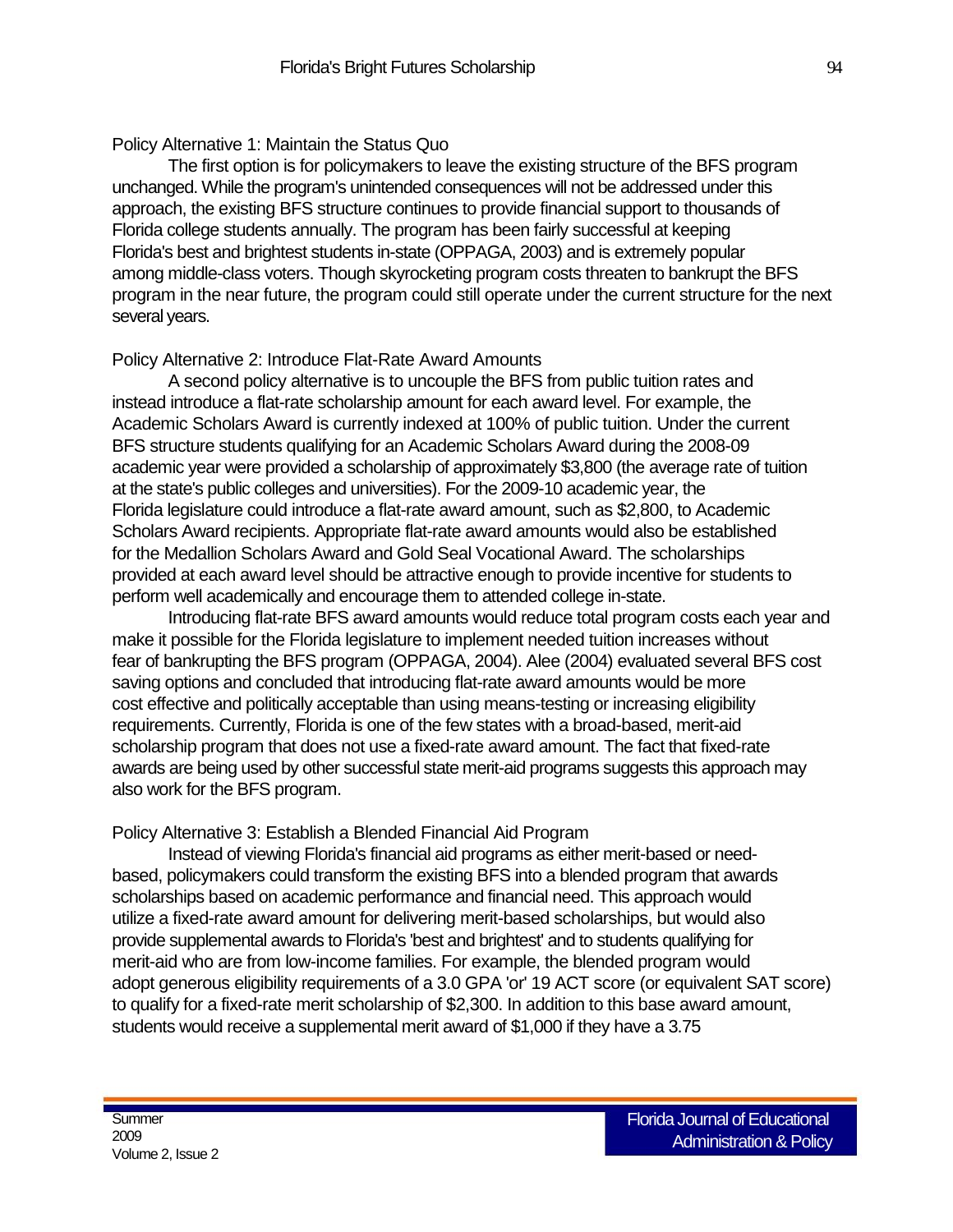### Policy Alternative 1: Maintain the Status Quo

The first option is for policymakers to leave the existing structure of the BFS program unchanged. While the program's unintended consequences will not be addressed under this approach, the existing BFS structure continues to provide financial support to thousands of Florida college students annually. The program has been fairly successful at keeping Florida's best and brightest students in-state (OPPAGA, 2003) and is extremely popular among middle-class voters. Though skyrocketing program costs threaten to bankrupt the BFS program in the near future, the program could still operate under the current structure for the next several years.

### Policy Alternative 2: Introduce Flat-Rate Award Amounts

A second policy alternative is to uncouple the BFS from public tuition rates and instead introduce a flat-rate scholarship amount for each award level. For example, the Academic Scholars Award is currently indexed at 100% of public tuition. Under the current BFS structure students qualifying for an Academic Scholars Award during the 2008-09 academic year were provided a scholarship of approximately $3,800 (the average rate of tuition at the state's public colleges and universities). For the 2009-10 academic year, the Florida legislature could introduce a flat-rate award amount, such as $2,800, to Academic Scholars Award recipients. Appropriate flat-rate award amounts would also be established for the Medallion Scholars Award and Gold Seal Vocational Award. The scholarships provided at each award level should be attractive enough to provide incentive for students to perform well academically and encourage them to attended college in-state.

Introducing flat-rate BFS award amounts would reduce total program costs each year and make it possible for the Florida legislature to implement needed tuition increases without fear of bankrupting the BFS program (OPPAGA, 2004). Alee (2004) evaluated several BFS cost saving options and concluded that introducing flat-rate award amounts would be more cost effective and politically acceptable than using means-testing or increasing eligibility requirements. Currently, Florida is one of the few states with a broad-based, merit-aid scholarship program that does not use a fixed-rate award amount. The fact that fixed-rate awards are being used by other successful state merit-aid programs suggests this approach may also work for the BFS program.

### Policy Alternative 3: Establish a Blended Financial Aid Program

Instead of viewing Florida's financial aid programs as either merit-based or need-based, policymakers could transform the existing BFS into a blended program that awards scholarships based on academic performance and financial need. This approach would utilize a fixed-rate award amount for delivering merit-based scholarships, but would also provide supplemental awards to Florida's 'best and brightest' and to students qualifying for merit-aid who are from low-income families. For example, the blended program would adopt generous eligibility requirements of a 3.0 GPA 'or' 19 ACT score (or equivalent SAT score) to qualify for a fixed-rate merit scholarship of $2,300. In addition to this base award amount, students would receive a supplemental merit award of $1,000 if they have a 3.75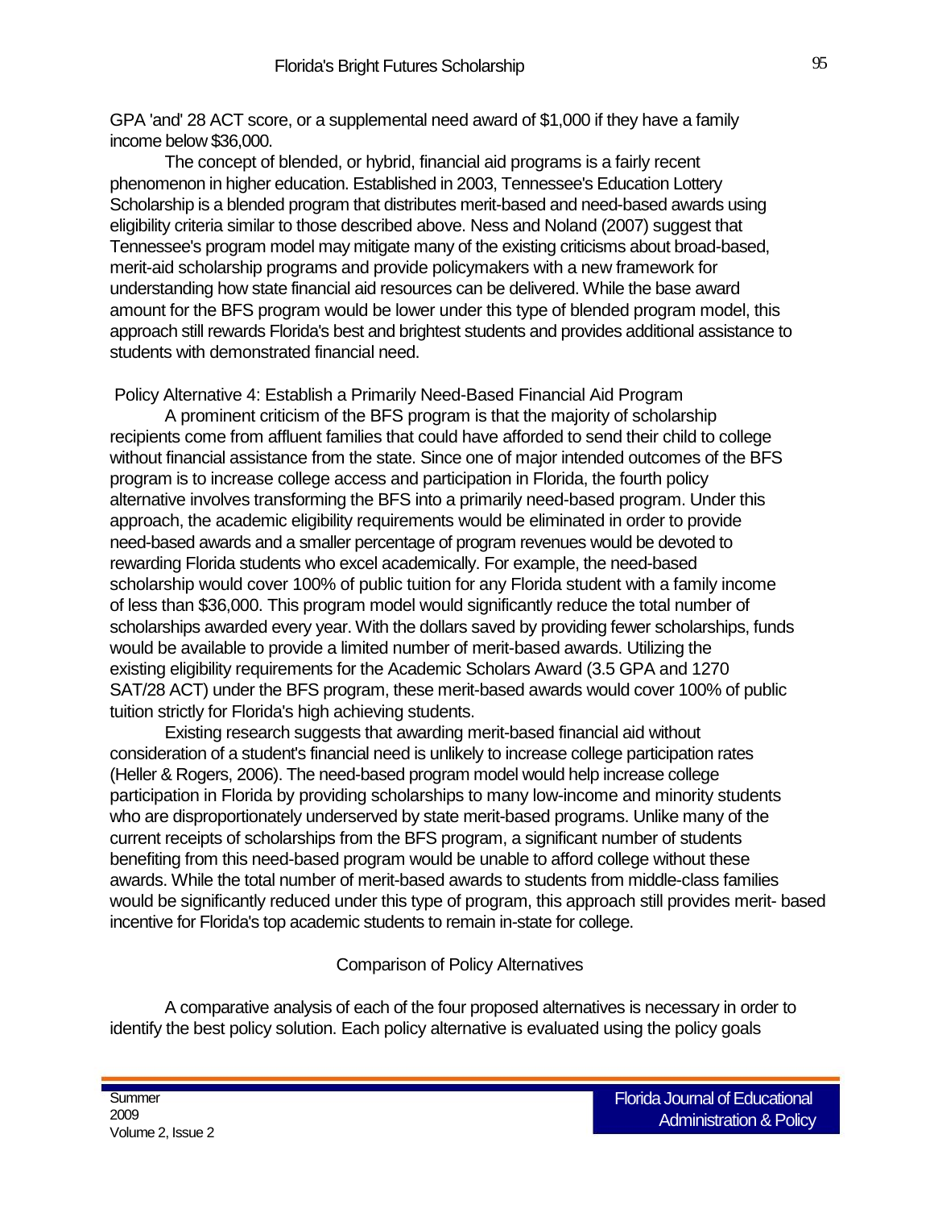GPA 'and' 28 ACT score, or a supplemental need award of $1,000 if they have a family income below $36,000.

The concept of blended, or hybrid, financial aid programs is a fairly recent phenomenon in higher education. Established in 2003, Tennessee's Education Lottery Scholarship is a blended program that distributes merit-based and need-based awards using eligibility criteria similar to those described above. Ness and Noland (2007) suggest that Tennessee's program model may mitigate many of the existing criticisms about broad-based, merit-aid scholarship programs and provide policymakers with a new framework for understanding how state financial aid resources can be delivered. While the base award amount for the BFS program would be lower under this type of blended program model, this approach still rewards Florida's best and brightest students and provides additional assistance to students with demonstrated financial need.

### Policy Alternative 4: Establish a Primarily Need-Based Financial Aid Program

A prominent criticism of the BFS program is that the majority of scholarship recipients come from affluent families that could have afforded to send their child to college without financial assistance from the state. Since one of major intended outcomes of the BFS program is to increase college access and participation in Florida, the fourth policy alternative involves transforming the BFS into a primarily need-based program. Under this approach, the academic eligibility requirements would be eliminated in order to provide need-based awards and a smaller percentage of program revenues would be devoted to rewarding Florida students who excel academically. For example, the need-based scholarship would cover 100% of public tuition for any Florida student with a family income of less than $36,000. This program model would significantly reduce the total number of scholarships awarded every year. With the dollars saved by providing fewer scholarships, funds would be available to provide a limited number of merit-based awards. Utilizing the existing eligibility requirements for the Academic Scholars Award (3.5 GPA and 1270 SAT/28 ACT) under the BFS program, these merit-based awards would cover 100% of public tuition strictly for Florida's high achieving students.

Existing research suggests that awarding merit-based financial aid without consideration of a student's financial need is unlikely to increase college participation rates (Heller & Rogers, 2006). The need-based program model would help increase college participation in Florida by providing scholarships to many low-income and minority students who are disproportionately underserved by state merit-based programs. Unlike many of the current receipts of scholarships from the BFS program, a significant number of students benefiting from this need-based program would be unable to afford college without these awards. While the total number of merit-based awards to students from middle-class families would be significantly reduced under this type of program, this approach still provides merit- based incentive for Florida's top academic students to remain in-state for college.

## Comparison of Policy Alternatives

A comparative analysis of each of the four proposed alternatives is necessary in order to identify the best policy solution. Each policy alternative is evaluated using the policy goals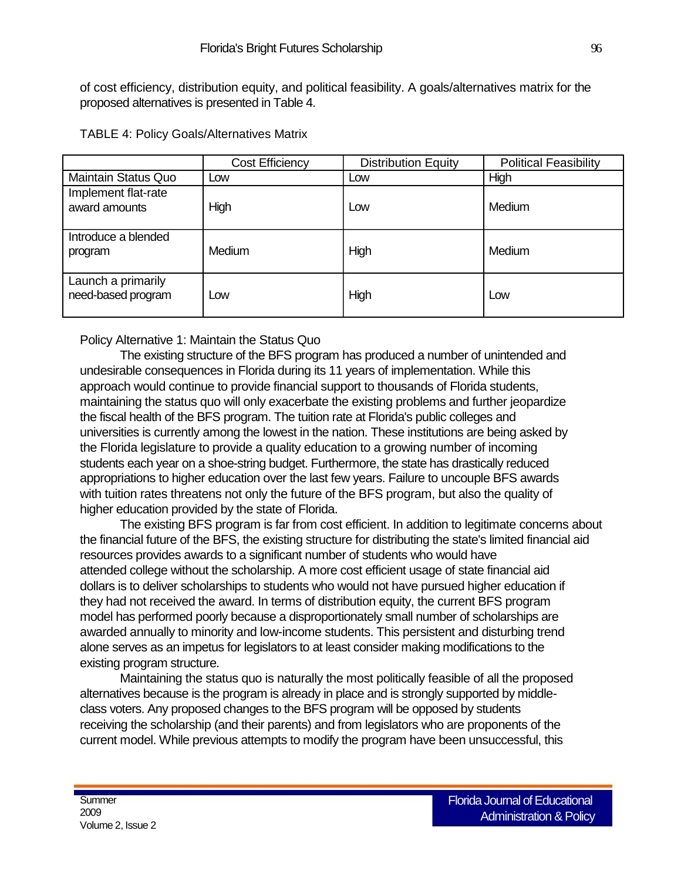of cost efficiency, distribution equity, and political feasibility. A goals/alternatives matrix for the proposed alternatives is presented in Table 4.

TABLE 4: Policy Goals/Alternatives Matrix

| | Cost Efficiency | Distribution Equity | Political Feasibility |
|---|---|---|---|
| Maintain Status Quo | Low | Low | High |
| Implement flat-rate award amounts | High | Low | Medium |
| Introduce a blended program | Medium | High | Medium |
| Launch a primarily need-based program | Low | High | Low |

Policy Alternative 1: Maintain the Status Quo

The existing structure of the BFS program has produced a number of unintended and undesirable consequences in Florida during its 11 years of implementation. While this approach would continue to provide financial support to thousands of Florida students, maintaining the status quo will only exacerbate the existing problems and further jeopardize the fiscal health of the BFS program. The tuition rate at Florida's public colleges and universities is currently among the lowest in the nation. These institutions are being asked by the Florida legislature to provide a quality education to a growing number of incoming students each year on a shoe-string budget. Furthermore, the state has drastically reduced appropriations to higher education over the last few years. Failure to uncouple BFS awards with tuition rates threatens not only the future of the BFS program, but also the quality of higher education provided by the state of Florida.

The existing BFS program is far from cost efficient. In addition to legitimate concerns about the financial future of the BFS, the existing structure for distributing the state's limited financial aid resources provides awards to a significant number of students who would have attended college without the scholarship. A more cost efficient usage of state financial aid dollars is to deliver scholarships to students who would not have pursued higher education if they had not received the award. In terms of distribution equity, the current BFS program model has performed poorly because a disproportionately small number of scholarships are awarded annually to minority and low-income students. This persistent and disturbing trend alone serves as an impetus for legislators to at least consider making modifications to the existing program structure.

Maintaining the status quo is naturally the most politically feasible of all the proposed alternatives because is the program is already in place and is strongly supported by middle-class voters. Any proposed changes to the BFS program will be opposed by students receiving the scholarship (and their parents) and from legislators who are proponents of the current model. While previous attempts to modify the program have been unsuccessful, this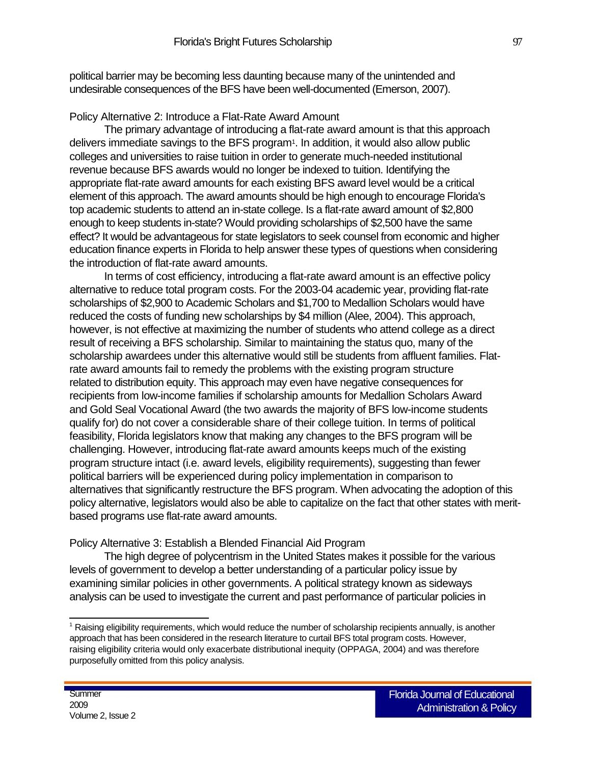political barrier may be becoming less daunting because many of the unintended and undesirable consequences of the BFS have been well-documented (Emerson, 2007).

### Policy Alternative 2: Introduce a Flat-Rate Award Amount

The primary advantage of introducing a flat-rate award amount is that this approach delivers immediate savings to the BFS program[1]. In addition, it would also allow public colleges and universities to raise tuition in order to generate much-needed institutional revenue because BFS awards would no longer be indexed to tuition. Identifying the appropriate flat-rate award amounts for each existing BFS award level would be a critical element of this approach. The award amounts should be high enough to encourage Florida's top academic students to attend an in-state college. Is a flat-rate award amount of $2,800 enough to keep students in-state? Would providing scholarships of $2,500 have the same effect? It would be advantageous for state legislators to seek counsel from economic and higher education finance experts in Florida to help answer these types of questions when considering the introduction of flat-rate award amounts.

In terms of cost efficiency, introducing a flat-rate award amount is an effective policy alternative to reduce total program costs. For the 2003-04 academic year, providing flat-rate scholarships of $2,900 to Academic Scholars and $1,700 to Medallion Scholars would have reduced the costs of funding new scholarships by $4 million (Alee, 2004). This approach, however, is not effective at maximizing the number of students who attend college as a direct result of receiving a BFS scholarship. Similar to maintaining the status quo, many of the scholarship awardees under this alternative would still be students from affluent families. Flat-rate award amounts fail to remedy the problems with the existing program structure related to distribution equity. This approach may even have negative consequences for recipients from low-income families if scholarship amounts for Medallion Scholars Award and Gold Seal Vocational Award (the two awards the majority of BFS low-income students qualify for) do not cover a considerable share of their college tuition. In terms of political feasibility, Florida legislators know that making any changes to the BFS program will be challenging. However, introducing flat-rate award amounts keeps much of the existing program structure intact (i.e. award levels, eligibility requirements), suggesting than fewer political barriers will be experienced during policy implementation in comparison to alternatives that significantly restructure the BFS program. When advocating the adoption of this policy alternative, legislators would also be able to capitalize on the fact that other states with merit-based programs use flat-rate award amounts.

### Policy Alternative 3: Establish a Blended Financial Aid Program

The high degree of polycentrism in the United States makes it possible for the various levels of government to develop a better understanding of a particular policy issue by examining similar policies in other governments. A political strategy known as sideways analysis can be used to investigate the current and past performance of particular policies in

---

[1] Raising eligibility requirements, which would reduce the number of scholarship recipients annually, is another approach that has been considered in the research literature to curtail BFS total program costs. However, raising eligibility criteria would only exacerbate distributional inequity (OPPAGA, 2004) and was therefore purposefully omitted from this policy analysis.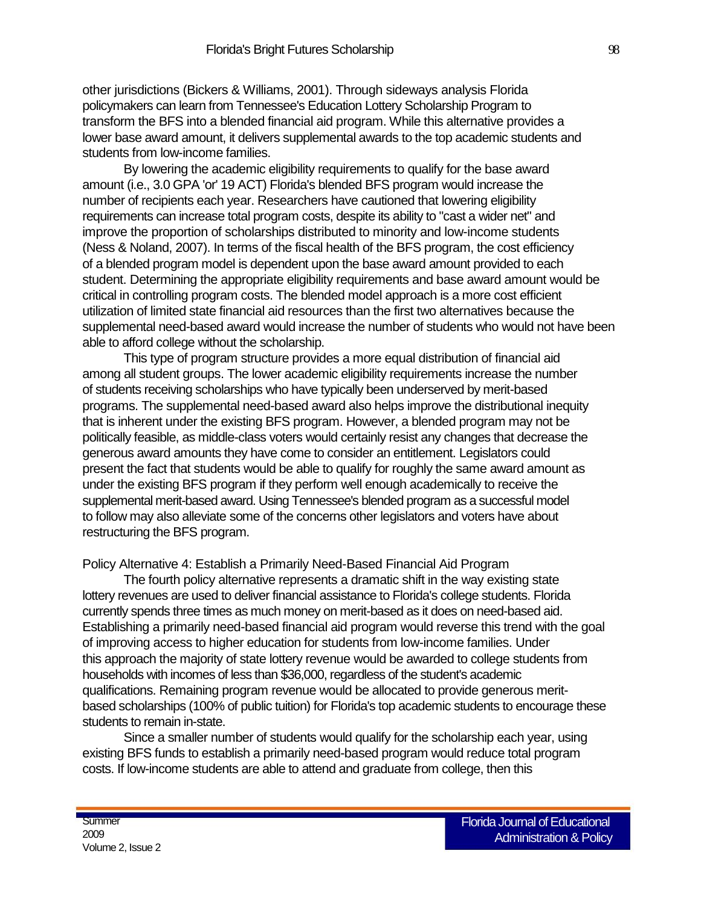other jurisdictions (Bickers & Williams, 2001). Through sideways analysis Florida policymakers can learn from Tennessee's Education Lottery Scholarship Program to transform the BFS into a blended financial aid program. While this alternative provides a lower base award amount, it delivers supplemental awards to the top academic students and students from low-income families.

By lowering the academic eligibility requirements to qualify for the base award amount (i.e., 3.0 GPA 'or' 19 ACT) Florida's blended BFS program would increase the number of recipients each year. Researchers have cautioned that lowering eligibility requirements can increase total program costs, despite its ability to "cast a wider net" and improve the proportion of scholarships distributed to minority and low-income students (Ness & Noland, 2007). In terms of the fiscal health of the BFS program, the cost efficiency of a blended program model is dependent upon the base award amount provided to each student. Determining the appropriate eligibility requirements and base award amount would be critical in controlling program costs. The blended model approach is a more cost efficient utilization of limited state financial aid resources than the first two alternatives because the supplemental need-based award would increase the number of students who would not have been able to afford college without the scholarship.

This type of program structure provides a more equal distribution of financial aid among all student groups. The lower academic eligibility requirements increase the number of students receiving scholarships who have typically been underserved by merit-based programs. The supplemental need-based award also helps improve the distributional inequity that is inherent under the existing BFS program. However, a blended program may not be politically feasible, as middle-class voters would certainly resist any changes that decrease the generous award amounts they have come to consider an entitlement. Legislators could present the fact that students would be able to qualify for roughly the same award amount as under the existing BFS program if they perform well enough academically to receive the supplemental merit-based award. Using Tennessee's blended program as a successful model to follow may also alleviate some of the concerns other legislators and voters have about restructuring the BFS program.

## Policy Alternative 4: Establish a Primarily Need-Based Financial Aid Program

The fourth policy alternative represents a dramatic shift in the way existing state lottery revenues are used to deliver financial assistance to Florida's college students. Florida currently spends three times as much money on merit-based as it does on need-based aid. Establishing a primarily need-based financial aid program would reverse this trend with the goal of improving access to higher education for students from low-income families. Under this approach the majority of state lottery revenue would be awarded to college students from households with incomes of less than $36,000, regardless of the student's academic qualifications. Remaining program revenue would be allocated to provide generous merit-based scholarships (100% of public tuition) for Florida's top academic students to encourage these students to remain in-state.

Since a smaller number of students would qualify for the scholarship each year, using existing BFS funds to establish a primarily need-based program would reduce total program costs. If low-income students are able to attend and graduate from college, then this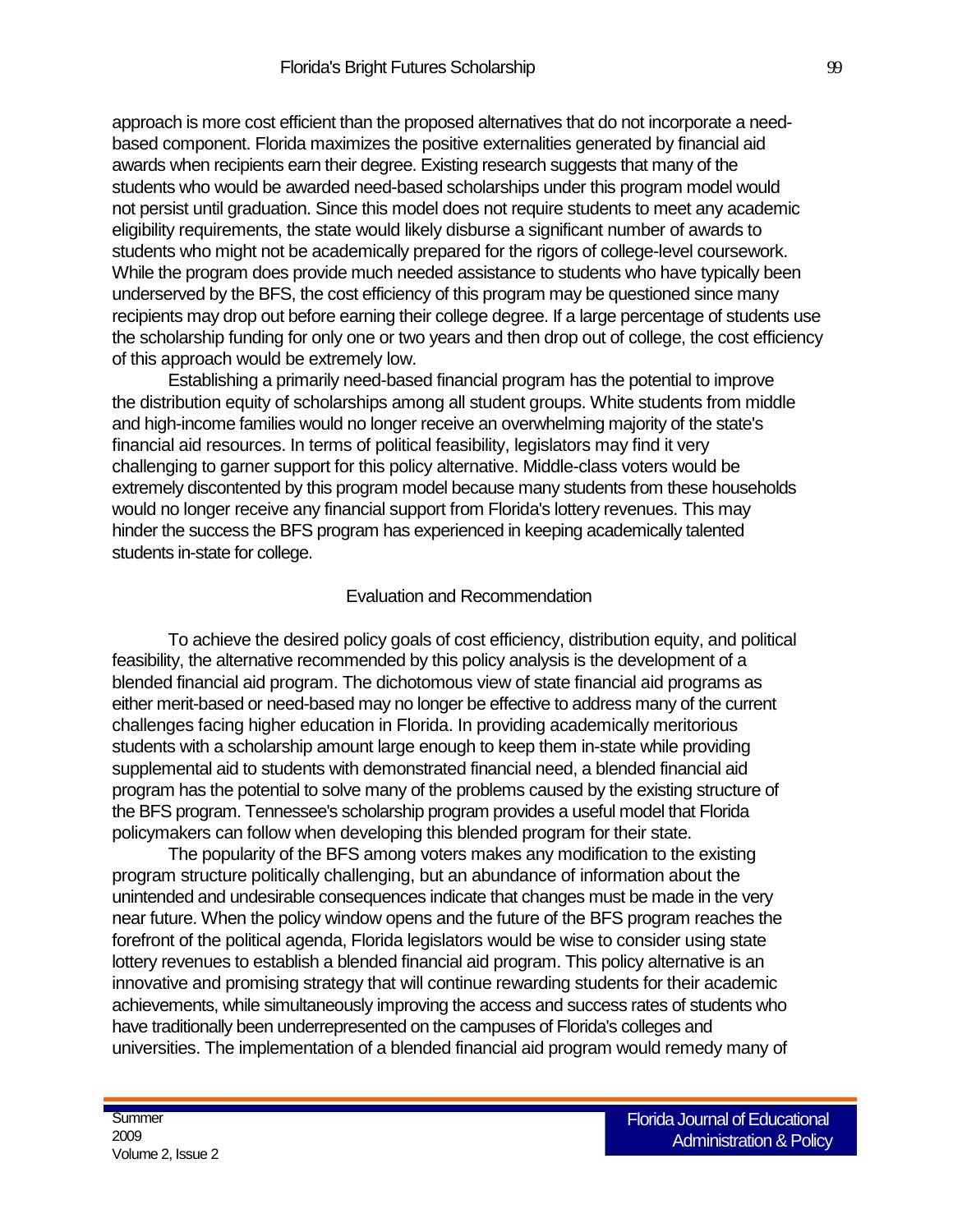approach is more cost efficient than the proposed alternatives that do not incorporate a need-based component. Florida maximizes the positive externalities generated by financial aid awards when recipients earn their degree. Existing research suggests that many of the students who would be awarded need-based scholarships under this program model would not persist until graduation. Since this model does not require students to meet any academic eligibility requirements, the state would likely disburse a significant number of awards to students who might not be academically prepared for the rigors of college-level coursework. While the program does provide much needed assistance to students who have typically been underserved by the BFS, the cost efficiency of this program may be questioned since many recipients may drop out before earning their college degree. If a large percentage of students use the scholarship funding for only one or two years and then drop out of college, the cost efficiency of this approach would be extremely low.

Establishing a primarily need-based financial program has the potential to improve the distribution equity of scholarships among all student groups. White students from middle and high-income families would no longer receive an overwhelming majority of the state's financial aid resources. In terms of political feasibility, legislators may find it very challenging to garner support for this policy alternative. Middle-class voters would be extremely discontented by this program model because many students from these households would no longer receive any financial support from Florida's lottery revenues. This may hinder the success the BFS program has experienced in keeping academically talented students in-state for college.

## Evaluation and Recommendation

To achieve the desired policy goals of cost efficiency, distribution equity, and political feasibility, the alternative recommended by this policy analysis is the development of a blended financial aid program. The dichotomous view of state financial aid programs as either merit-based or need-based may no longer be effective to address many of the current challenges facing higher education in Florida. In providing academically meritorious students with a scholarship amount large enough to keep them in-state while providing supplemental aid to students with demonstrated financial need, a blended financial aid program has the potential to solve many of the problems caused by the existing structure of the BFS program. Tennessee's scholarship program provides a useful model that Florida policymakers can follow when developing this blended program for their state.

The popularity of the BFS among voters makes any modification to the existing program structure politically challenging, but an abundance of information about the unintended and undesirable consequences indicate that changes must be made in the very near future. When the policy window opens and the future of the BFS program reaches the forefront of the political agenda, Florida legislators would be wise to consider using state lottery revenues to establish a blended financial aid program. This policy alternative is an innovative and promising strategy that will continue rewarding students for their academic achievements, while simultaneously improving the access and success rates of students who have traditionally been underrepresented on the campuses of Florida's colleges and universities. The implementation of a blended financial aid program would remedy many of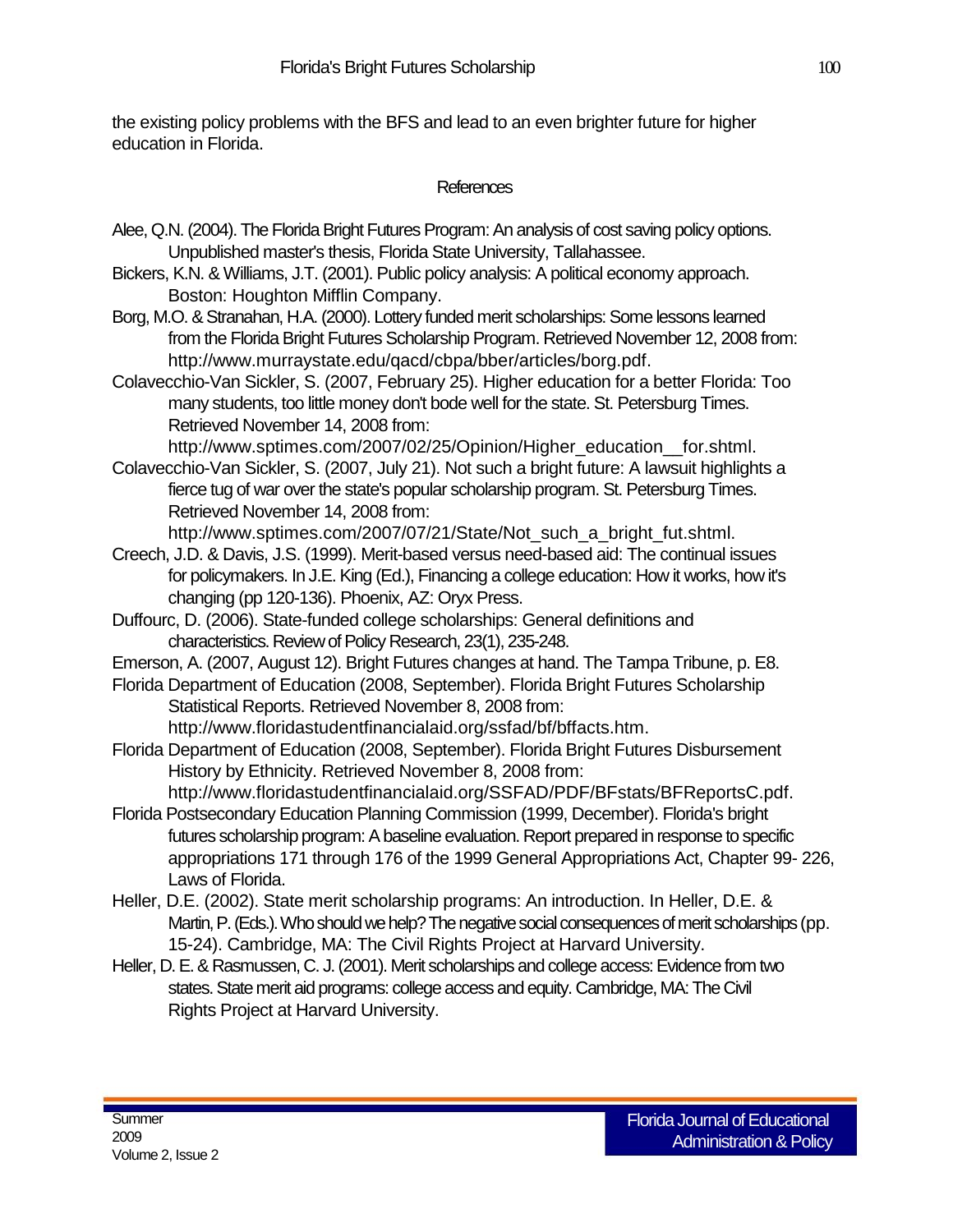the existing policy problems with the BFS and lead to an even brighter future for higher education in Florida.

## References

Alee, Q.N. (2004). The Florida Bright Futures Program: An analysis of cost saving policy options. Unpublished master's thesis, Florida State University, Tallahassee.

Bickers, K.N. & Williams, J.T. (2001). Public policy analysis: A political economy approach. Boston: Houghton Mifflin Company.

Borg, M.O. & Stranahan, H.A. (2000). Lottery funded merit scholarships: Some lessons learned from the Florida Bright Futures Scholarship Program. Retrieved November 12, 2008 from: http://www.murraystate.edu/qacd/cbpa/bber/articles/borg.pdf.

Colavecchio-Van Sickler, S. (2007, February 25). Higher education for a better Florida: Too many students, too little money don't bode well for the state. St. Petersburg Times. Retrieved November 14, 2008 from: http://www.sptimes.com/2007/02/25/Opinion/Higher_education__for.shtml.

Colavecchio-Van Sickler, S. (2007, July 21). Not such a bright future: A lawsuit highlights a fierce tug of war over the state's popular scholarship program. St. Petersburg Times. Retrieved November 14, 2008 from: http://www.sptimes.com/2007/07/21/State/Not_such_a_bright_fut.shtml.

Creech, J.D. & Davis, J.S. (1999). Merit-based versus need-based aid: The continual issues for policymakers. In J.E. King (Ed.), Financing a college education: How it works, how it's changing (pp 120-136). Phoenix, AZ: Oryx Press.

Duffourc, D. (2006). State-funded college scholarships: General definitions and characteristics. Review of Policy Research, 23(1), 235-248.

Emerson, A. (2007, August 12). Bright Futures changes at hand. The Tampa Tribune, p. E8.

Florida Department of Education (2008, September). Florida Bright Futures Scholarship Statistical Reports. Retrieved November 8, 2008 from: http://www.floridastudentfinancialaid.org/ssfad/bf/bffacts.htm.

Florida Department of Education (2008, September). Florida Bright Futures Disbursement History by Ethnicity. Retrieved November 8, 2008 from: http://www.floridastudentfinancialaid.org/SSFAD/PDF/BFstats/BFReportsC.pdf.

Florida Postsecondary Education Planning Commission (1999, December). Florida's bright futures scholarship program: A baseline evaluation. Report prepared in response to specific appropriations 171 through 176 of the 1999 General Appropriations Act, Chapter 99- 226, Laws of Florida.

Heller, D.E. (2002). State merit scholarship programs: An introduction. In Heller, D.E. & Martin, P. (Eds.). Who should we help? The negative social consequences of merit scholarships (pp. 15-24). Cambridge, MA: The Civil Rights Project at Harvard University.

Heller, D. E. & Rasmussen, C. J. (2001). Merit scholarships and college access: Evidence from two states. State merit aid programs: college access and equity. Cambridge, MA: The Civil Rights Project at Harvard University.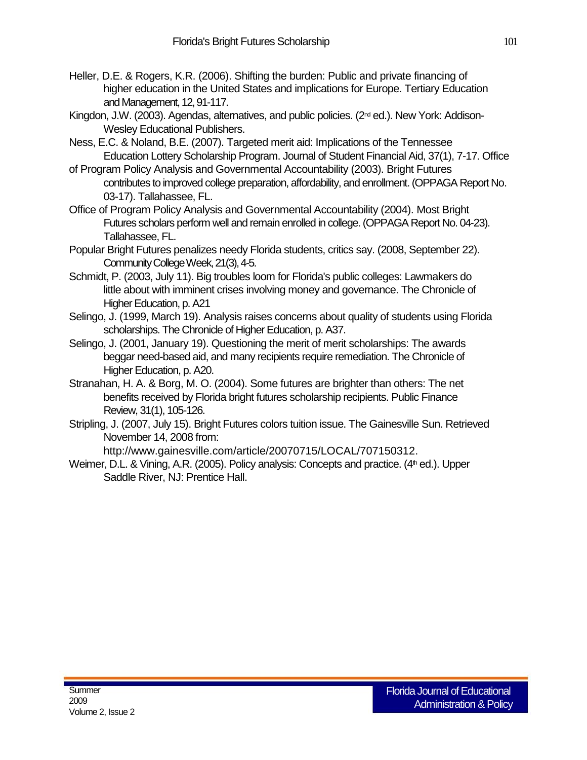Heller, D.E. & Rogers, K.R. (2006). Shifting the burden: Public and private financing of higher education in the United States and implications for Europe. Tertiary Education and Management, 12, 91-117.

Kingdon, J.W. (2003). Agendas, alternatives, and public policies. (2nd ed.). New York: Addison-Wesley Educational Publishers.

Ness, E.C. & Noland, B.E. (2007). Targeted merit aid: Implications of the Tennessee Education Lottery Scholarship Program. Journal of Student Financial Aid, 37(1), 7-17.

Office of Program Policy Analysis and Governmental Accountability (2003). Bright Futures contributes to improved college preparation, affordability, and enrollment. (OPPAGA Report No. 03-17). Tallahassee, FL.

Office of Program Policy Analysis and Governmental Accountability (2004). Most Bright Futures scholars perform well and remain enrolled in college. (OPPAGA Report No. 04-23). Tallahassee, FL.

Popular Bright Futures penalizes needy Florida students, critics say. (2008, September 22). Community College Week, 21(3), 4-5.

Schmidt, P. (2003, July 11). Big troubles loom for Florida's public colleges: Lawmakers do little about with imminent crises involving money and governance. The Chronicle of Higher Education, p. A21

Selingo, J. (1999, March 19). Analysis raises concerns about quality of students using Florida scholarships. The Chronicle of Higher Education, p. A37.

Selingo, J. (2001, January 19). Questioning the merit of merit scholarships: The awards beggar need-based aid, and many recipients require remediation. The Chronicle of Higher Education, p. A20.

Stranahan, H. A. & Borg, M. O. (2004). Some futures are brighter than others: The net benefits received by Florida bright futures scholarship recipients. Public Finance Review, 31(1), 105-126.

Stripling, J. (2007, July 15). Bright Futures colors tuition issue. The Gainesville Sun. Retrieved November 14, 2008 from: http://www.gainesville.com/article/20070715/LOCAL/707150312.

Weimer, D.L. & Vining, A.R. (2005). Policy analysis: Concepts and practice. (4th ed.). Upper Saddle River, NJ: Prentice Hall.